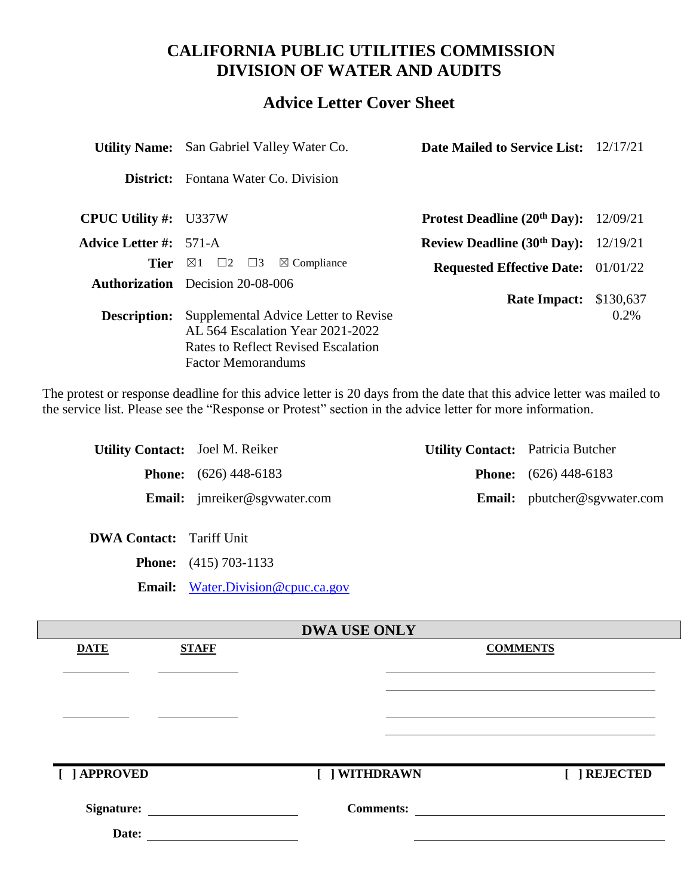# CALIFORNIA PUBLIC UTILITIES COMMISSION
# DIVISION OF WATER AND AUDITS

## Advice Letter Cover Sheet

| | | | |
|---|---|---|---|
| **Utility Name:** | San Gabriel Valley Water Co. | **Date Mailed to Service List:** | 12/17/21 |
| **District:** | Fontana Water Co. Division | | |
| **CPUC Utility #:** | U337W | **Protest Deadline (20th Day):** | 12/09/21 |
| **Advice Letter #:** | 571-A | **Review Deadline (30th Day):** | 12/19/21 |
| **Tier** | ☒1 ☐2 ☐3 ☒ Compliance | **Requested Effective Date:** | 01/01/22 |
| **Authorization** | Decision 20-08-006 | **Rate Impact:** | $130,637 0.2% |
| **Description:** | Supplemental Advice Letter to Revise AL 564 Escalation Year 2021-2022 Rates to Reflect Revised Escalation Factor Memorandums | | |

The protest or response deadline for this advice letter is 20 days from the date that this advice letter was mailed to the service list. Please see the "Response or Protest" section in the advice letter for more information.

| | | | |
|---|---|---|---|
| **Utility Contact:** | Joel M. Reiker | **Utility Contact:** | Patricia Butcher |
| **Phone:** | (626) 448-6183 | **Phone:** | (626) 448-6183 |
| **Email:** | jmreiker@sgvwater.com | **Email:** | pbutcher@sgvwater.com |

**DWA Contact:** Tariff Unit

**Phone:** (415) 703-1133

**Email:** Water.Division@cpuc.ca.gov

**DWA USE ONLY**

| DATE | STAFF | COMMENTS |
|---|---|---|
| | | |
| | | |

[ ] APPROVED [ ] WITHDRAWN [ ] REJECTED

**Signature:** ____________________ **Comments:** ____________________

**Date:** ____________________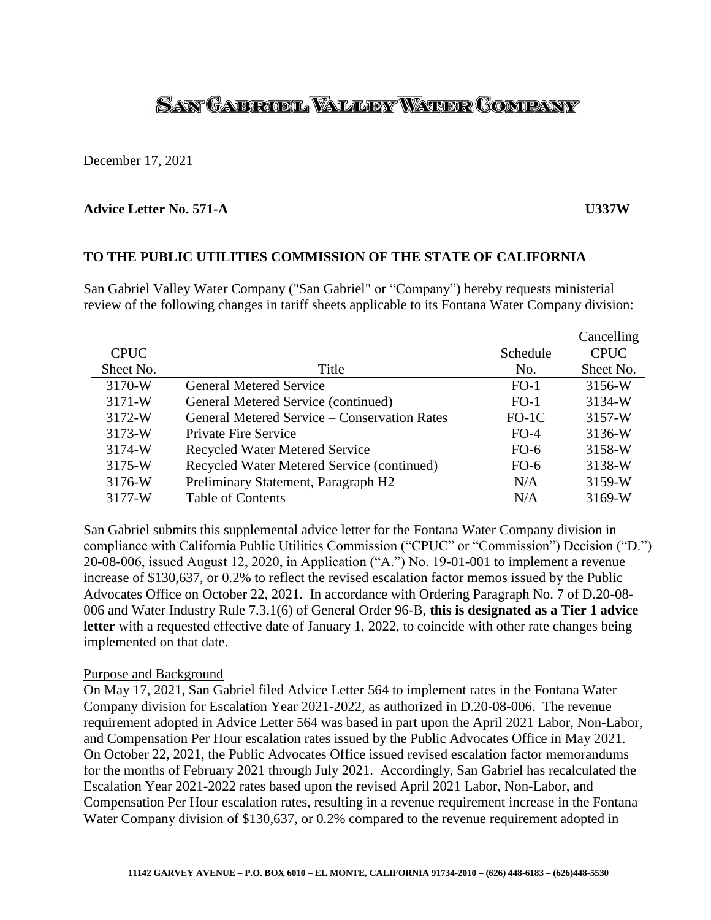# SAN GABRIEL VALLEY WATER COMPANY

December 17, 2021

**Advice Letter No. 571-A** **U337W**

**TO THE PUBLIC UTILITIES COMMISSION OF THE STATE OF CALIFORNIA**

San Gabriel Valley Water Company ("San Gabriel" or "Company") hereby requests ministerial review of the following changes in tariff sheets applicable to its Fontana Water Company division:

| CPUC Sheet No. | Title | Schedule No. | Cancelling CPUC Sheet No. |
|---|---|---|---|
| 3170-W | General Metered Service | FO-1 | 3156-W |
| 3171-W | General Metered Service (continued) | FO-1 | 3134-W |
| 3172-W | General Metered Service – Conservation Rates | FO-1C | 3157-W |
| 3173-W | Private Fire Service | FO-4 | 3136-W |
| 3174-W | Recycled Water Metered Service | FO-6 | 3158-W |
| 3175-W | Recycled Water Metered Service (continued) | FO-6 | 3138-W |
| 3176-W | Preliminary Statement, Paragraph H2 | N/A | 3159-W |
| 3177-W | Table of Contents | N/A | 3169-W |

San Gabriel submits this supplemental advice letter for the Fontana Water Company division in compliance with California Public Utilities Commission ("CPUC" or "Commission") Decision ("D.") 20-08-006, issued August 12, 2020, in Application ("A.") No. 19-01-001 to implement a revenue increase of $130,637, or 0.2% to reflect the revised escalation factor memos issued by the Public Advocates Office on October 22, 2021. In accordance with Ordering Paragraph No. 7 of D.20-08-006 and Water Industry Rule 7.3.1(6) of General Order 96-B, **this is designated as a Tier 1 advice letter** with a requested effective date of January 1, 2022, to coincide with other rate changes being implemented on that date.

Purpose and Background

On May 17, 2021, San Gabriel filed Advice Letter 564 to implement rates in the Fontana Water Company division for Escalation Year 2021-2022, as authorized in D.20-08-006. The revenue requirement adopted in Advice Letter 564 was based in part upon the April 2021 Labor, Non-Labor, and Compensation Per Hour escalation rates issued by the Public Advocates Office in May 2021. On October 22, 2021, the Public Advocates Office issued revised escalation factor memorandums for the months of February 2021 through July 2021. Accordingly, San Gabriel has recalculated the Escalation Year 2021-2022 rates based upon the revised April 2021 Labor, Non-Labor, and Compensation Per Hour escalation rates, resulting in a revenue requirement increase in the Fontana Water Company division of $130,637, or 0.2% compared to the revenue requirement adopted in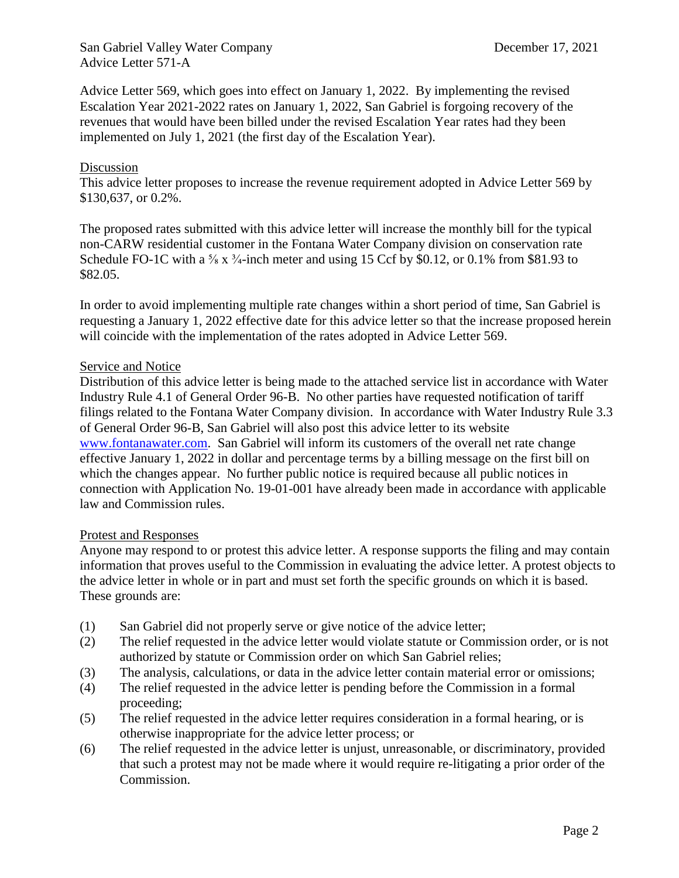Advice Letter 569, which goes into effect on January 1, 2022. By implementing the revised Escalation Year 2021-2022 rates on January 1, 2022, San Gabriel is forgoing recovery of the revenues that would have been billed under the revised Escalation Year rates had they been implemented on July 1, 2021 (the first day of the Escalation Year).

Discussion

This advice letter proposes to increase the revenue requirement adopted in Advice Letter 569 by $130,637, or 0.2%.

The proposed rates submitted with this advice letter will increase the monthly bill for the typical non-CARW residential customer in the Fontana Water Company division on conservation rate Schedule FO-1C with a ⅝ x ¾-inch meter and using 15 Ccf by $0.12, or 0.1% from $81.93 to $82.05.

In order to avoid implementing multiple rate changes within a short period of time, San Gabriel is requesting a January 1, 2022 effective date for this advice letter so that the increase proposed herein will coincide with the implementation of the rates adopted in Advice Letter 569.

Service and Notice

Distribution of this advice letter is being made to the attached service list in accordance with Water Industry Rule 4.1 of General Order 96-B. No other parties have requested notification of tariff filings related to the Fontana Water Company division. In accordance with Water Industry Rule 3.3 of General Order 96-B, San Gabriel will also post this advice letter to its website www.fontanawater.com. San Gabriel will inform its customers of the overall net rate change effective January 1, 2022 in dollar and percentage terms by a billing message on the first bill on which the changes appear. No further public notice is required because all public notices in connection with Application No. 19-01-001 have already been made in accordance with applicable law and Commission rules.

Protest and Responses

Anyone may respond to or protest this advice letter. A response supports the filing and may contain information that proves useful to the Commission in evaluating the advice letter. A protest objects to the advice letter in whole or in part and must set forth the specific grounds on which it is based. These grounds are:

(1) San Gabriel did not properly serve or give notice of the advice letter;
(2) The relief requested in the advice letter would violate statute or Commission order, or is not authorized by statute or Commission order on which San Gabriel relies;
(3) The analysis, calculations, or data in the advice letter contain material error or omissions;
(4) The relief requested in the advice letter is pending before the Commission in a formal proceeding;
(5) The relief requested in the advice letter requires consideration in a formal hearing, or is otherwise inappropriate for the advice letter process; or
(6) The relief requested in the advice letter is unjust, unreasonable, or discriminatory, provided that such a protest may not be made where it would require re-litigating a prior order of the Commission.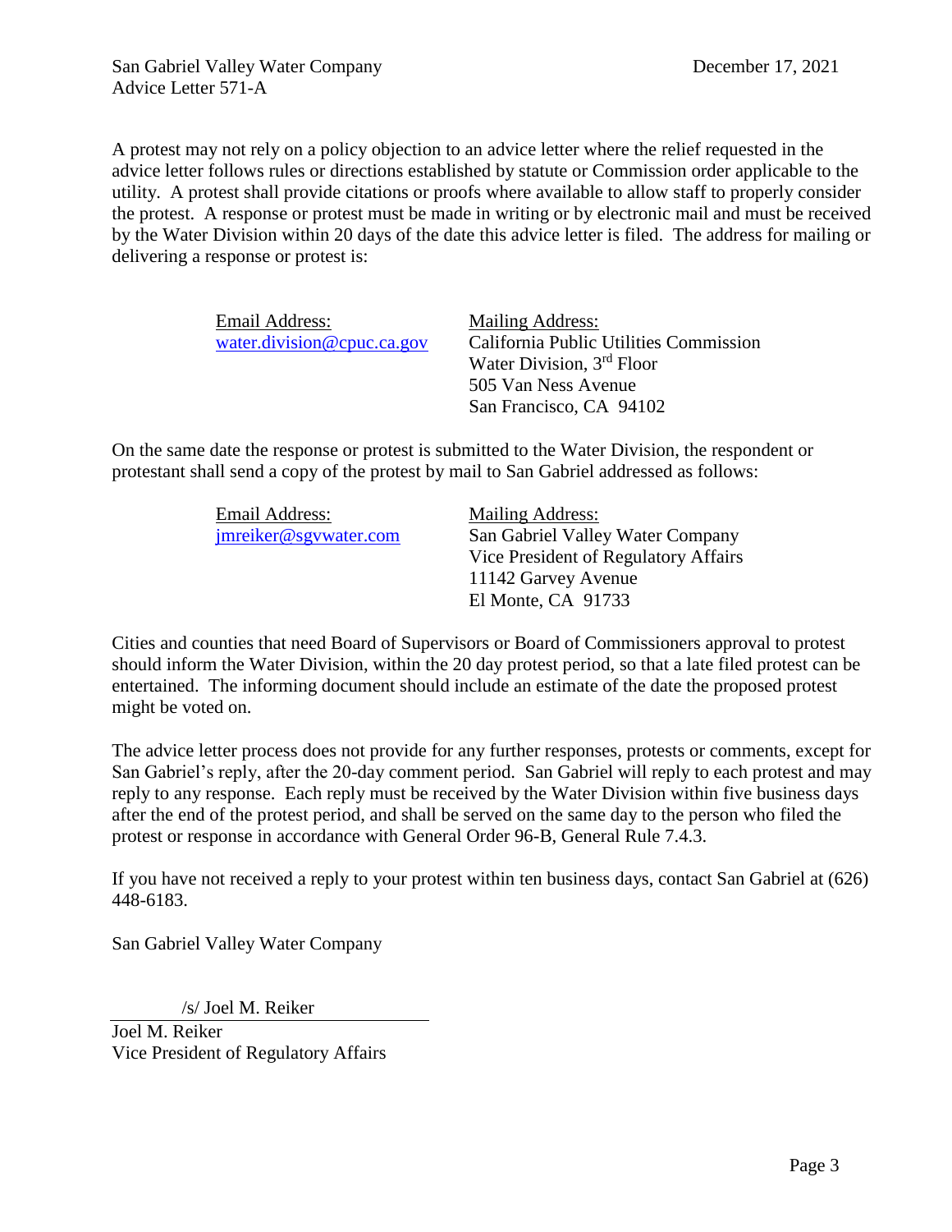A protest may not rely on a policy objection to an advice letter where the relief requested in the advice letter follows rules or directions established by statute or Commission order applicable to the utility. A protest shall provide citations or proofs where available to allow staff to properly consider the protest. A response or protest must be made in writing or by electronic mail and must be received by the Water Division within 20 days of the date this advice letter is filed. The address for mailing or delivering a response or protest is:

| Email Address: | Mailing Address: |
|---|---|
| water.division@cpuc.ca.gov | California Public Utilities Commission<br>Water Division, 3rd Floor<br>505 Van Ness Avenue<br>San Francisco, CA 94102 |

On the same date the response or protest is submitted to the Water Division, the respondent or protestant shall send a copy of the protest by mail to San Gabriel addressed as follows:

| Email Address: | Mailing Address: |
|---|---|
| jmreiker@sgvwater.com | San Gabriel Valley Water Company<br>Vice President of Regulatory Affairs<br>11142 Garvey Avenue<br>El Monte, CA 91733 |

Cities and counties that need Board of Supervisors or Board of Commissioners approval to protest should inform the Water Division, within the 20 day protest period, so that a late filed protest can be entertained. The informing document should include an estimate of the date the proposed protest might be voted on.

The advice letter process does not provide for any further responses, protests or comments, except for San Gabriel's reply, after the 20-day comment period. San Gabriel will reply to each protest and may reply to any response. Each reply must be received by the Water Division within five business days after the end of the protest period, and shall be served on the same day to the person who filed the protest or response in accordance with General Order 96-B, General Rule 7.4.3.

If you have not received a reply to your protest within ten business days, contact San Gabriel at (626) 448-6183.

San Gabriel Valley Water Company

/s/ Joel M. Reiker

Joel M. Reiker
Vice President of Regulatory Affairs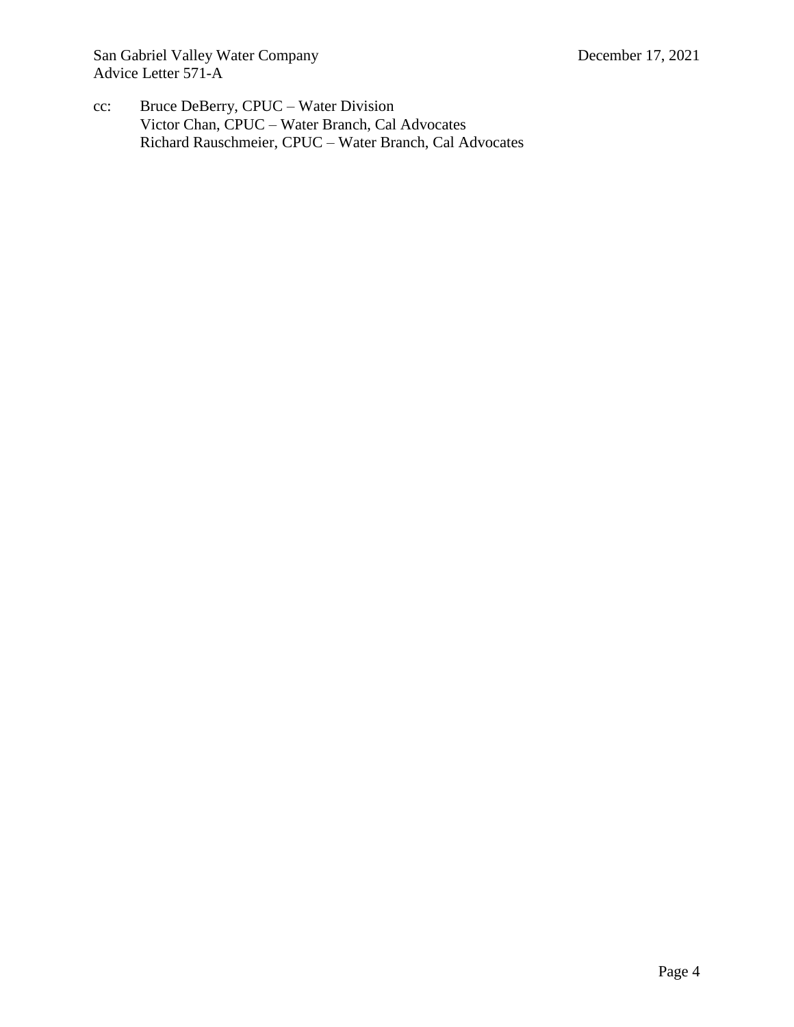cc: Bruce DeBerry, CPUC – Water Division
Victor Chan, CPUC – Water Branch, Cal Advocates
Richard Rauschmeier, CPUC – Water Branch, Cal Advocates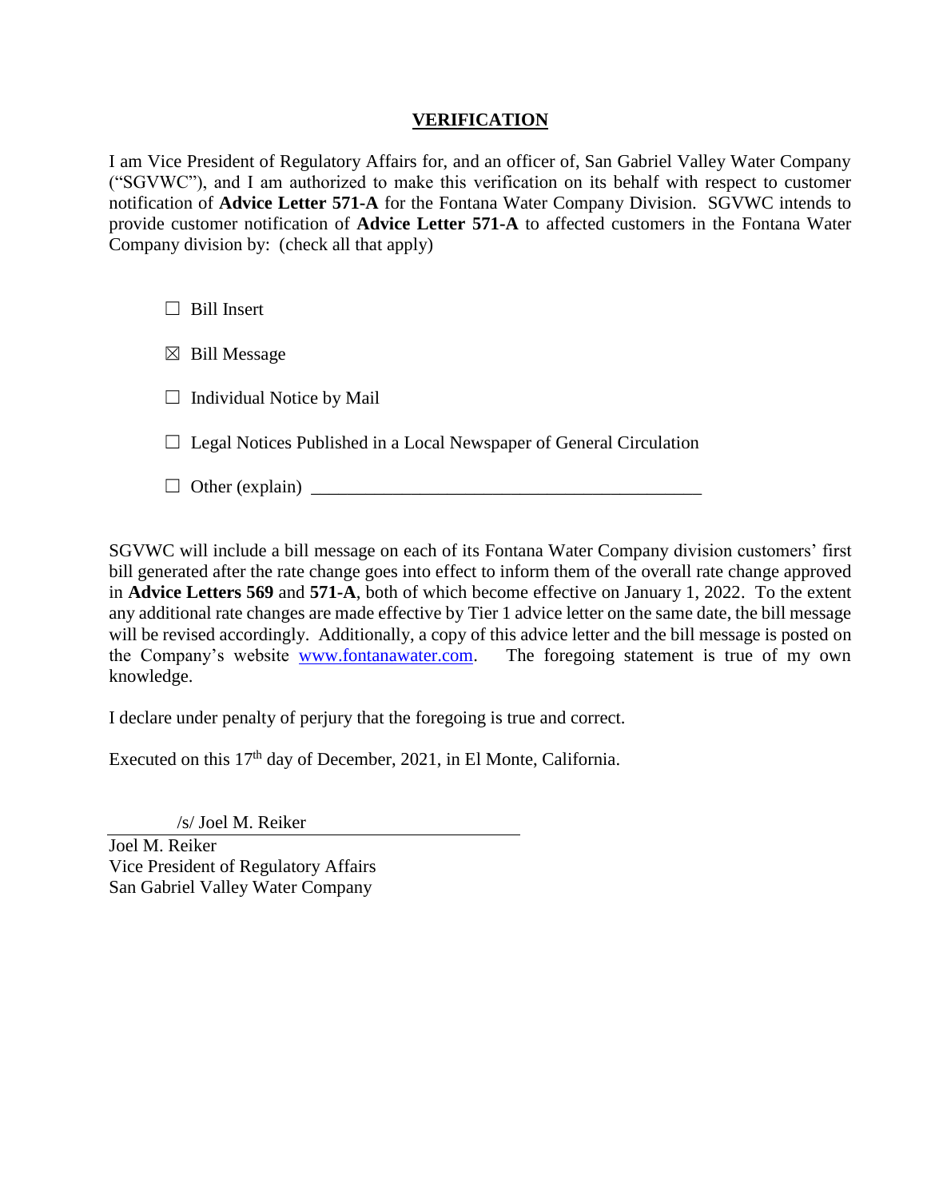## VERIFICATION

I am Vice President of Regulatory Affairs for, and an officer of, San Gabriel Valley Water Company ("SGVWC"), and I am authorized to make this verification on its behalf with respect to customer notification of **Advice Letter 571-A** for the Fontana Water Company Division. SGVWC intends to provide customer notification of **Advice Letter 571-A** to affected customers in the Fontana Water Company division by: (check all that apply)

☐ Bill Insert

☒ Bill Message

☐ Individual Notice by Mail

☐ Legal Notices Published in a Local Newspaper of General Circulation

☐ Other (explain) ___________________________________________

SGVWC will include a bill message on each of its Fontana Water Company division customers' first bill generated after the rate change goes into effect to inform them of the overall rate change approved in **Advice Letters 569** and **571-A**, both of which become effective on January 1, 2022. To the extent any additional rate changes are made effective by Tier 1 advice letter on the same date, the bill message will be revised accordingly. Additionally, a copy of this advice letter and the bill message is posted on the Company's website [www.fontanawater.com](http://www.fontanawater.com). The foregoing statement is true of my own knowledge.

I declare under penalty of perjury that the foregoing is true and correct.

Executed on this 17th day of December, 2021, in El Monte, California.

/s/ Joel M. Reiker

Joel M. Reiker
Vice President of Regulatory Affairs
San Gabriel Valley Water Company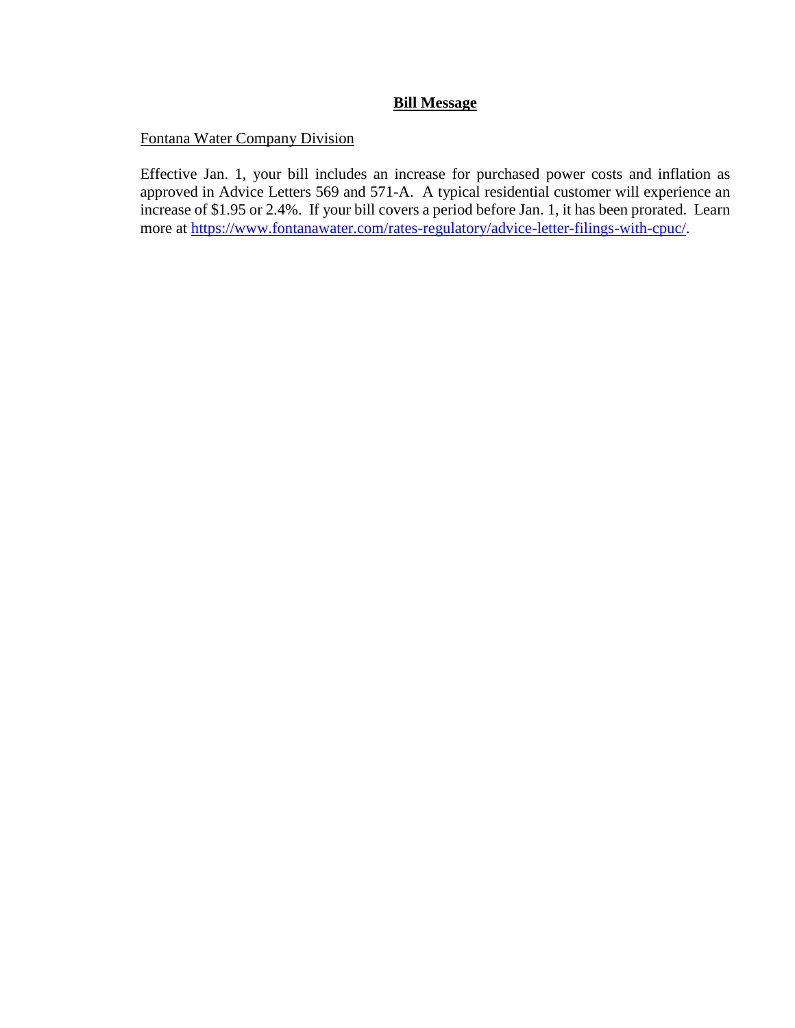# **Bill Message**

Fontana Water Company Division

Effective Jan. 1, your bill includes an increase for purchased power costs and inflation as approved in Advice Letters 569 and 571-A. A typical residential customer will experience an increase of $1.95 or 2.4%. If your bill covers a period before Jan. 1, it has been prorated. Learn more at https://www.fontanawater.com/rates-regulatory/advice-letter-filings-with-cpuc/.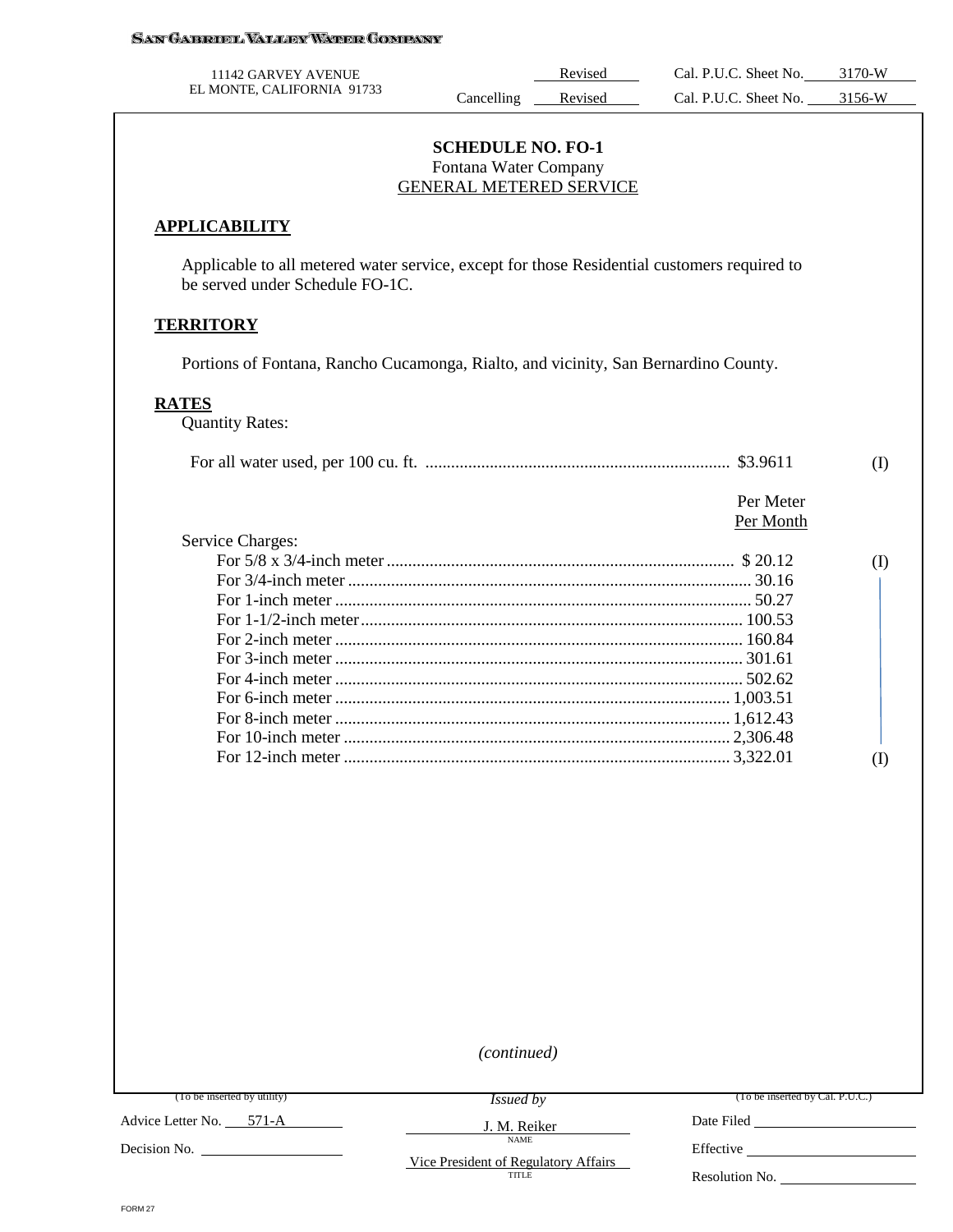SAN GABRIEL VALLEY WATER COMPANY

11142 GARVEY AVENUE
EL MONTE, CALIFORNIA 91733

| | Revised | Cal. P.U.C. Sheet No. | 3170-W |
|---|---|---|---|
| Cancelling | Revised | Cal. P.U.C. Sheet No. | 3156-W |

**SCHEDULE NO. FO-1**
Fontana Water Company
GENERAL METERED SERVICE

## APPLICABILITY

Applicable to all metered water service, except for those Residential customers required to be served under Schedule FO-1C.

## TERRITORY

Portions of Fontana, Rancho Cucamonga, Rialto, and vicinity, San Bernardino County.

## RATES

Quantity Rates:

| | | |
|---|---|---|
| For all water used, per 100 cu. ft. | $3.9611 | (I) |

Service Charges:

| | Per Meter Per Month | |
|---|---|---|
| For 5/8 x 3/4-inch meter | $ 20.12 | (I) |
| For 3/4-inch meter | 30.16 | |
| For 1-inch meter | 50.27 | |
| For 1-1/2-inch meter | 100.53 | |
| For 2-inch meter | 160.84 | |
| For 3-inch meter | 301.61 | |
| For 4-inch meter | 502.62 | |
| For 6-inch meter | 1,003.51 | |
| For 8-inch meter | 1,612.43 | |
| For 10-inch meter | 2,306.48 | |
| For 12-inch meter | 3,322.01 | (I) |

*(continued)*

| (To be inserted by utility) | Issued by | (To be inserted by Cal. P.U.C.) |
|---|---|---|
| Advice Letter No. 571-A | J. M. Reiker (NAME) | Date Filed |
| Decision No. | Vice President of Regulatory Affairs (TITLE) | Effective |
| | | Resolution No. |

FORM 27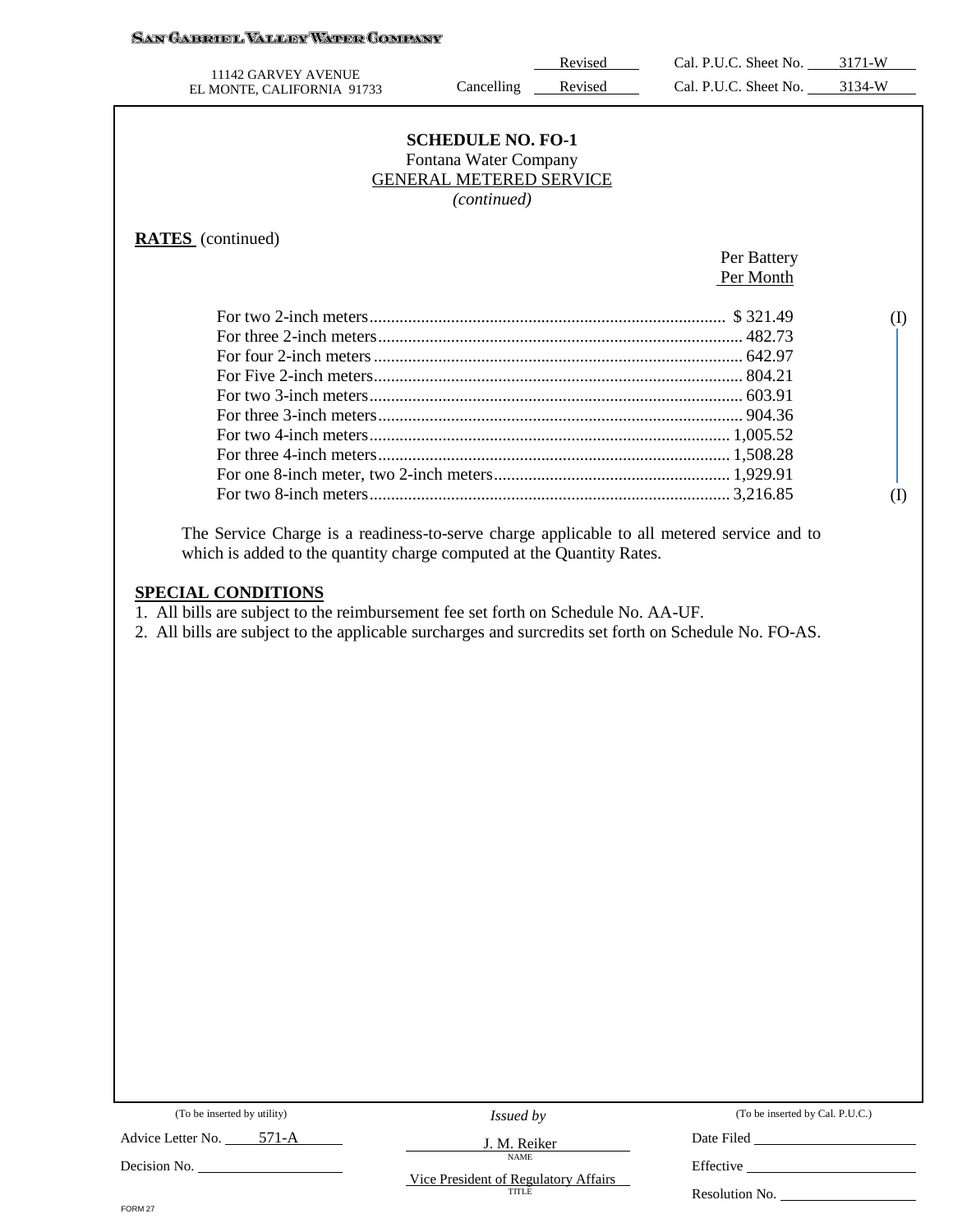SAN GABRIEL VALLEY WATER COMPANY

11142 GARVEY AVENUE
EL MONTE, CALIFORNIA 91733

Revised Cal. P.U.C. Sheet No. 3171-W
Cancelling Revised Cal. P.U.C. Sheet No. 3134-W

**SCHEDULE NO. FO-1**
Fontana Water Company
GENERAL METERED SERVICE
*(continued)*

**RATES** (continued)

| | Per Battery Per Month | |
|---|---|---|
| For two 2-inch meters | $ 321.49 | (I) |
| For three 2-inch meters | 482.73 | |
| For four 2-inch meters | 642.97 | |
| For Five 2-inch meters | 804.21 | |
| For two 3-inch meters | 603.91 | |
| For three 3-inch meters | 904.36 | |
| For two 4-inch meters | 1,005.52 | |
| For three 4-inch meters | 1,508.28 | |
| For one 8-inch meter, two 2-inch meters | 1,929.91 | |
| For two 8-inch meters | 3,216.85 | (I) |

The Service Charge is a readiness-to-serve charge applicable to all metered service and to which is added to the quantity charge computed at the Quantity Rates.

**SPECIAL CONDITIONS**

1. All bills are subject to the reimbursement fee set forth on Schedule No. AA-UF.
2. All bills are subject to the applicable surcharges and surcredits set forth on Schedule No. FO-AS.

| (To be inserted by utility) | *Issued by* | (To be inserted by Cal. P.U.C.) |
|---|---|---|
| Advice Letter No. 571-A | J. M. Reiker (NAME) | Date Filed |
| Decision No. | Vice President of Regulatory Affairs (TITLE) | Effective |
| | | Resolution No. |

FORM 27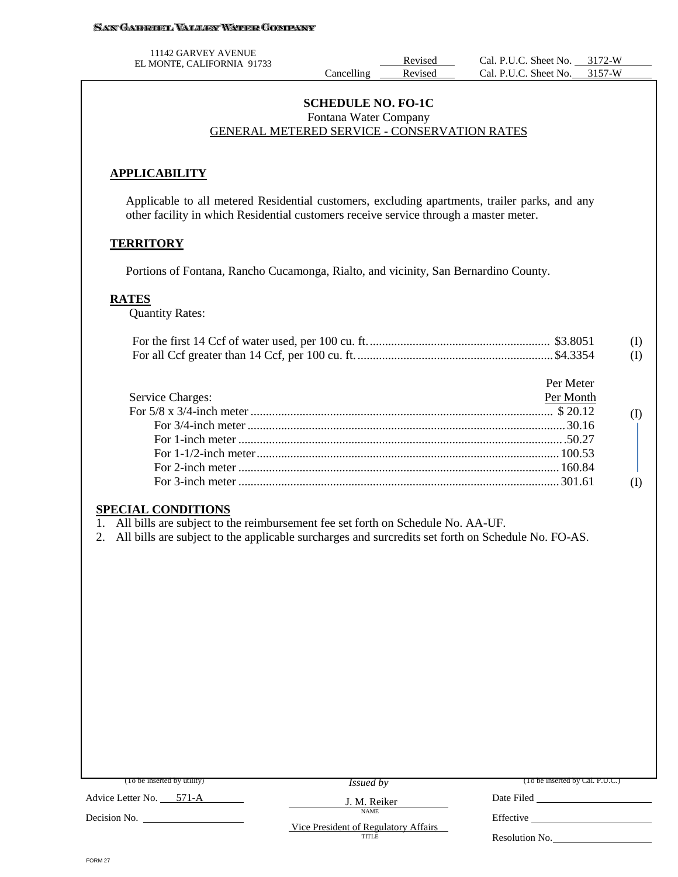SAN GABRIEL VALLEY WATER COMPANY

11142 GARVEY AVENUE
EL MONTE, CALIFORNIA 91733

Revised Cal. P.U.C. Sheet No. 3172-W
Cancelling Revised Cal. P.U.C. Sheet No. 3157-W

## SCHEDULE NO. FO-1C
Fontana Water Company
GENERAL METERED SERVICE - CONSERVATION RATES

### APPLICABILITY

Applicable to all metered Residential customers, excluding apartments, trailer parks, and any other facility in which Residential customers receive service through a master meter.

### TERRITORY

Portions of Fontana, Rancho Cucamonga, Rialto, and vicinity, San Bernardino County.

### RATES

Quantity Rates:

| | | |
|---|---|---|
| For the first 14 Ccf of water used, per 100 cu. ft. | $3.8051 | (I) |
| For all Ccf greater than 14 Ccf, per 100 cu. ft. | $4.3354 | (I) |

| Service Charges: | Per Meter Per Month | |
|---|---|---|
| For 5/8 x 3/4-inch meter | $ 20.12 | (I) |
| For 3/4-inch meter | 30.16 | |
| For 1-inch meter | 50.27 | |
| For 1-1/2-inch meter | 100.53 | |
| For 2-inch meter | 160.84 | |
| For 3-inch meter | 301.61 | (I) |

### SPECIAL CONDITIONS

1. All bills are subject to the reimbursement fee set forth on Schedule No. AA-UF.
2. All bills are subject to the applicable surcharges and surcredits set forth on Schedule No. FO-AS.

(To be inserted by utility)
Advice Letter No. 571-A
Decision No.

*Issued by*
J. M. Reiker
NAME
Vice President of Regulatory Affairs
TITLE

(To be inserted by Cal. P.U.C.)
Date Filed
Effective
Resolution No.

FORM 27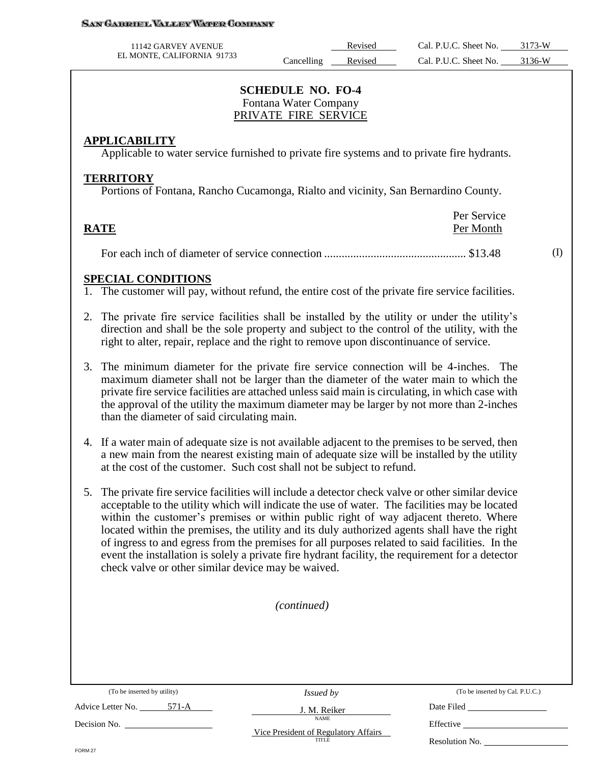SAN GABRIEL VALLEY WATER COMPANY

11142 GARVEY AVENUE
EL MONTE, CALIFORNIA 91733

| | Revised | Cal. P.U.C. Sheet No. | 3173-W |
|---|---|---|---|
| Cancelling | Revised | Cal. P.U.C. Sheet No. | 3136-W |

## SCHEDULE NO. FO-4
Fontana Water Company
PRIVATE FIRE SERVICE

### APPLICABILITY
Applicable to water service furnished to private fire systems and to private fire hydrants.

### TERRITORY
Portions of Fontana, Rancho Cucamonga, Rialto and vicinity, San Bernardino County.

### RATE

| | Per Service Per Month | |
|---|---|---|
| For each inch of diameter of service connection ................................................ | $13.48 | (I) |

### SPECIAL CONDITIONS
1. The customer will pay, without refund, the entire cost of the private fire service facilities.
2. The private fire service facilities shall be installed by the utility or under the utility's direction and shall be the sole property and subject to the control of the utility, with the right to alter, repair, replace and the right to remove upon discontinuance of service.
3. The minimum diameter for the private fire service connection will be 4-inches. The maximum diameter shall not be larger than the diameter of the water main to which the private fire service facilities are attached unless said main is circulating, in which case with the approval of the utility the maximum diameter may be larger by not more than 2-inches than the diameter of said circulating main.
4. If a water main of adequate size is not available adjacent to the premises to be served, then a new main from the nearest existing main of adequate size will be installed by the utility at the cost of the customer. Such cost shall not be subject to refund.
5. The private fire service facilities will include a detector check valve or other similar device acceptable to the utility which will indicate the use of water. The facilities may be located within the customer's premises or within public right of way adjacent thereto. Where located within the premises, the utility and its duly authorized agents shall have the right of ingress to and egress from the premises for all purposes related to said facilities. In the event the installation is solely a private fire hydrant facility, the requirement for a detector check valve or other similar device may be waived.

*(continued)*

| (To be inserted by utility) | *Issued by* | (To be inserted by Cal. P.U.C.) |
|---|---|---|
| Advice Letter No. 571-A | J. M. Reiker (NAME) | Date Filed |
| Decision No. | Vice President of Regulatory Affairs (TITLE) | Effective |
| | | Resolution No. |

FORM 27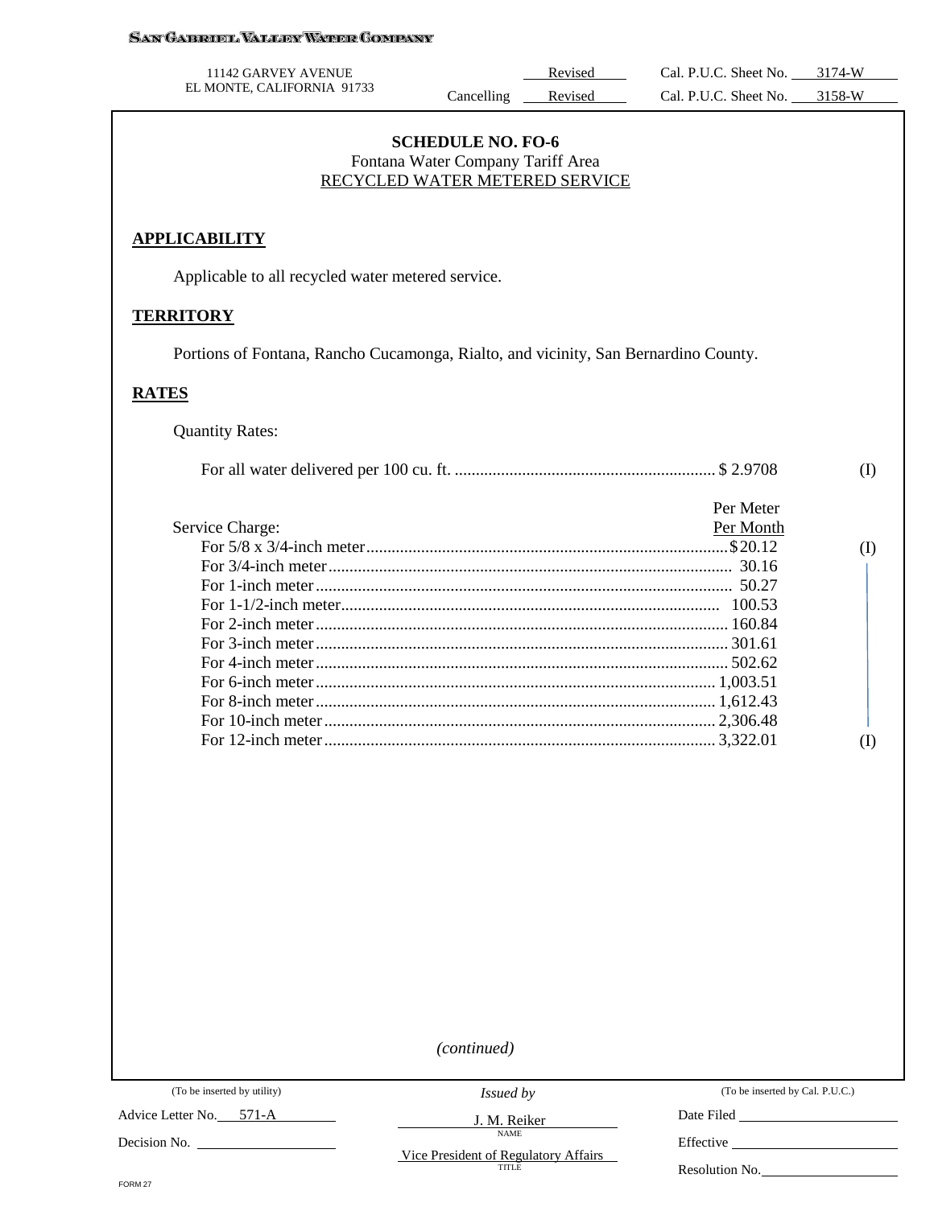SAN GABRIEL VALLEY WATER COMPANY

11142 GARVEY AVENUE
EL MONTE, CALIFORNIA 91733

Revised Cal. P.U.C. Sheet No. 3174-W
Cancelling Revised Cal. P.U.C. Sheet No. 3158-W

**SCHEDULE NO. FO-6**
Fontana Water Company Tariff Area
RECYCLED WATER METERED SERVICE

## APPLICABILITY

Applicable to all recycled water metered service.

## TERRITORY

Portions of Fontana, Rancho Cucamonga, Rialto, and vicinity, San Bernardino County.

## RATES

Quantity Rates:

For all water delivered per 100 cu. ft. .............................................................. $ 2.9708 (I)

| Service Charge: | Per Meter Per Month | |
|---|---|---|
| For 5/8 x 3/4-inch meter | $20.12 | (I) |
| For 3/4-inch meter | 30.16 | |
| For 1-inch meter | 50.27 | |
| For 1-1/2-inch meter | 100.53 | |
| For 2-inch meter | 160.84 | |
| For 3-inch meter | 301.61 | |
| For 4-inch meter | 502.62 | |
| For 6-inch meter | 1,003.51 | |
| For 8-inch meter | 1,612.43 | |
| For 10-inch meter | 2,306.48 | |
| For 12-inch meter | 3,322.01 | (I) |

*(continued)*

(To be inserted by utility)
Advice Letter No. 571-A
Decision No.

*Issued by*
J. M. Reiker
NAME
Vice President of Regulatory Affairs
TITLE

(To be inserted by Cal. P.U.C.)
Date Filed
Effective
Resolution No.

FORM 27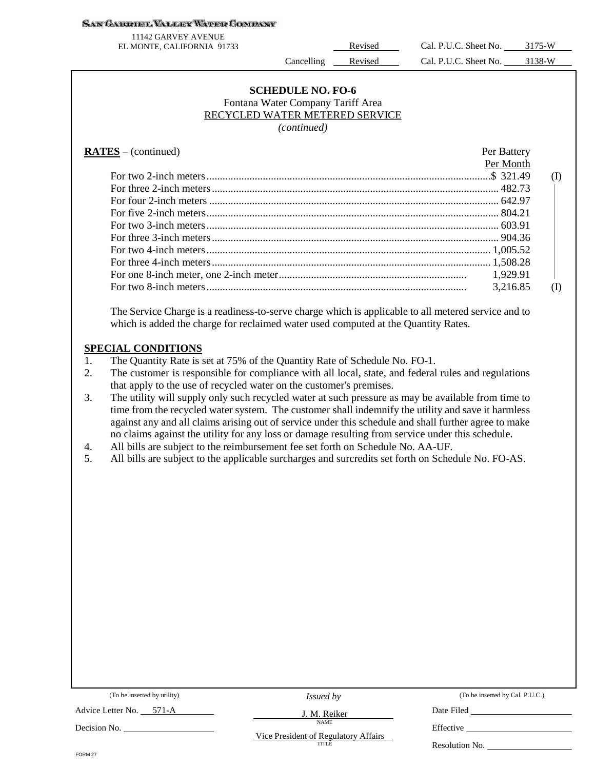SAN GABRIEL VALLEY WATER COMPANY
11142 GARVEY AVENUE
EL MONTE, CALIFORNIA 91733

Revised Cal. P.U.C. Sheet No. 3175-W
Cancelling Revised Cal. P.U.C. Sheet No. 3138-W

## SCHEDULE NO. FO-6
Fontana Water Company Tariff Area
RECYCLED WATER METERED SERVICE
*(continued)*

**RATES** – (continued)

| | Per Battery Per Month | |
|---|---|---|
| For two 2-inch meters | $ 321.49 | (I) |
| For three 2-inch meters | 482.73 | |
| For four 2-inch meters | 642.97 | |
| For five 2-inch meters | 804.21 | |
| For two 3-inch meters | 603.91 | |
| For three 3-inch meters | 904.36 | |
| For two 4-inch meters | 1,005.52 | |
| For three 4-inch meters | 1,508.28 | |
| For one 8-inch meter, one 2-inch meter | 1,929.91 | |
| For two 8-inch meters | 3,216.85 | (I) |

The Service Charge is a readiness-to-serve charge which is applicable to all metered service and to which is added the charge for reclaimed water used computed at the Quantity Rates.

**SPECIAL CONDITIONS**

1. The Quantity Rate is set at 75% of the Quantity Rate of Schedule No. FO-1.
2. The customer is responsible for compliance with all local, state, and federal rules and regulations that apply to the use of recycled water on the customer's premises.
3. The utility will supply only such recycled water at such pressure as may be available from time to time from the recycled water system. The customer shall indemnify the utility and save it harmless against any and all claims arising out of service under this schedule and shall further agree to make no claims against the utility for any loss or damage resulting from service under this schedule.
4. All bills are subject to the reimbursement fee set forth on Schedule No. AA-UF.
5. All bills are subject to the applicable surcharges and surcredits set forth on Schedule No. FO-AS.

(To be inserted by utility)
Advice Letter No. 571-A
Decision No.

*Issued by*
J. M. Reiker
NAME
Vice President of Regulatory Affairs
TITLE

(To be inserted by Cal. P.U.C.)
Date Filed
Effective
Resolution No.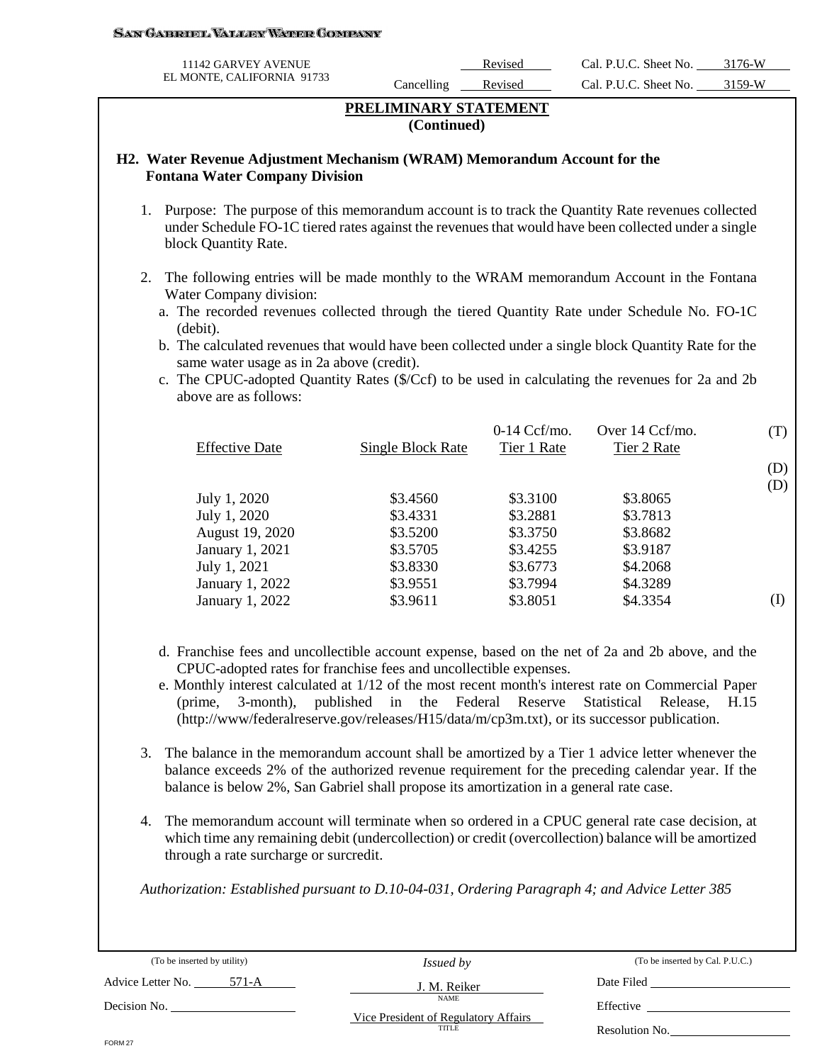SAN GABRIEL VALLEY WATER COMPANY

11142 GARVEY AVENUE
EL MONTE, CALIFORNIA 91733

Revised Cal. P.U.C. Sheet No. 3176-W
Cancelling Revised Cal. P.U.C. Sheet No. 3159-W

**PRELIMINARY STATEMENT**
**(Continued)**

## H2. Water Revenue Adjustment Mechanism (WRAM) Memorandum Account for the Fontana Water Company Division

1. Purpose: The purpose of this memorandum account is to track the Quantity Rate revenues collected under Schedule FO-1C tiered rates against the revenues that would have been collected under a single block Quantity Rate.

2. The following entries will be made monthly to the WRAM memorandum Account in the Fontana Water Company division:
   a. The recorded revenues collected through the tiered Quantity Rate under Schedule No. FO-1C (debit).
   b. The calculated revenues that would have been collected under a single block Quantity Rate for the same water usage as in 2a above (credit).
   c. The CPUC-adopted Quantity Rates ($/Ccf) to be used in calculating the revenues for 2a and 2b above are as follows:

| Effective Date | Single Block Rate | 0-14 Ccf/mo. Tier 1 Rate | Over 14 Ccf/mo. Tier 2 Rate | |
|---|---|---|---|---|
| | | | | (T) |
| | | | | (D) |
| | | | | (D) |
| July 1, 2020 | $3.4560 | $3.3100 | $3.8065 | |
| July 1, 2020 | $3.4331 | $3.2881 | $3.7813 | |
| August 19, 2020 | $3.5200 | $3.3750 | $3.8682 | |
| January 1, 2021 | $3.5705 | $3.4255 | $3.9187 | |
| July 1, 2021 | $3.8330 | $3.6773 | $4.2068 | |
| January 1, 2022 | $3.9551 | $3.7994 | $4.3289 | |
| January 1, 2022 | $3.9611 | $3.8051 | $4.3354 | (I) |

   d. Franchise fees and uncollectible account expense, based on the net of 2a and 2b above, and the CPUC-adopted rates for franchise fees and uncollectible expenses.
   e. Monthly interest calculated at 1/12 of the most recent month's interest rate on Commercial Paper (prime, 3-month), published in the Federal Reserve Statistical Release, H.15 (http://www/federalreserve.gov/releases/H15/data/m/cp3m.txt), or its successor publication.

3. The balance in the memorandum account shall be amortized by a Tier 1 advice letter whenever the balance exceeds 2% of the authorized revenue requirement for the preceding calendar year. If the balance is below 2%, San Gabriel shall propose its amortization in a general rate case.

4. The memorandum account will terminate when so ordered in a CPUC general rate case decision, at which time any remaining debit (undercollection) or credit (overcollection) balance will be amortized through a rate surcharge or surcredit.

*Authorization: Established pursuant to D.10-04-031, Ordering Paragraph 4; and Advice Letter 385*

| (To be inserted by utility) | *Issued by* | (To be inserted by Cal. P.U.C.) |
|---|---|---|
| Advice Letter No. 571-A | J. M. Reiker (NAME) | Date Filed |
| Decision No. | Vice President of Regulatory Affairs (TITLE) | Effective |
| | | Resolution No. |

FORM 27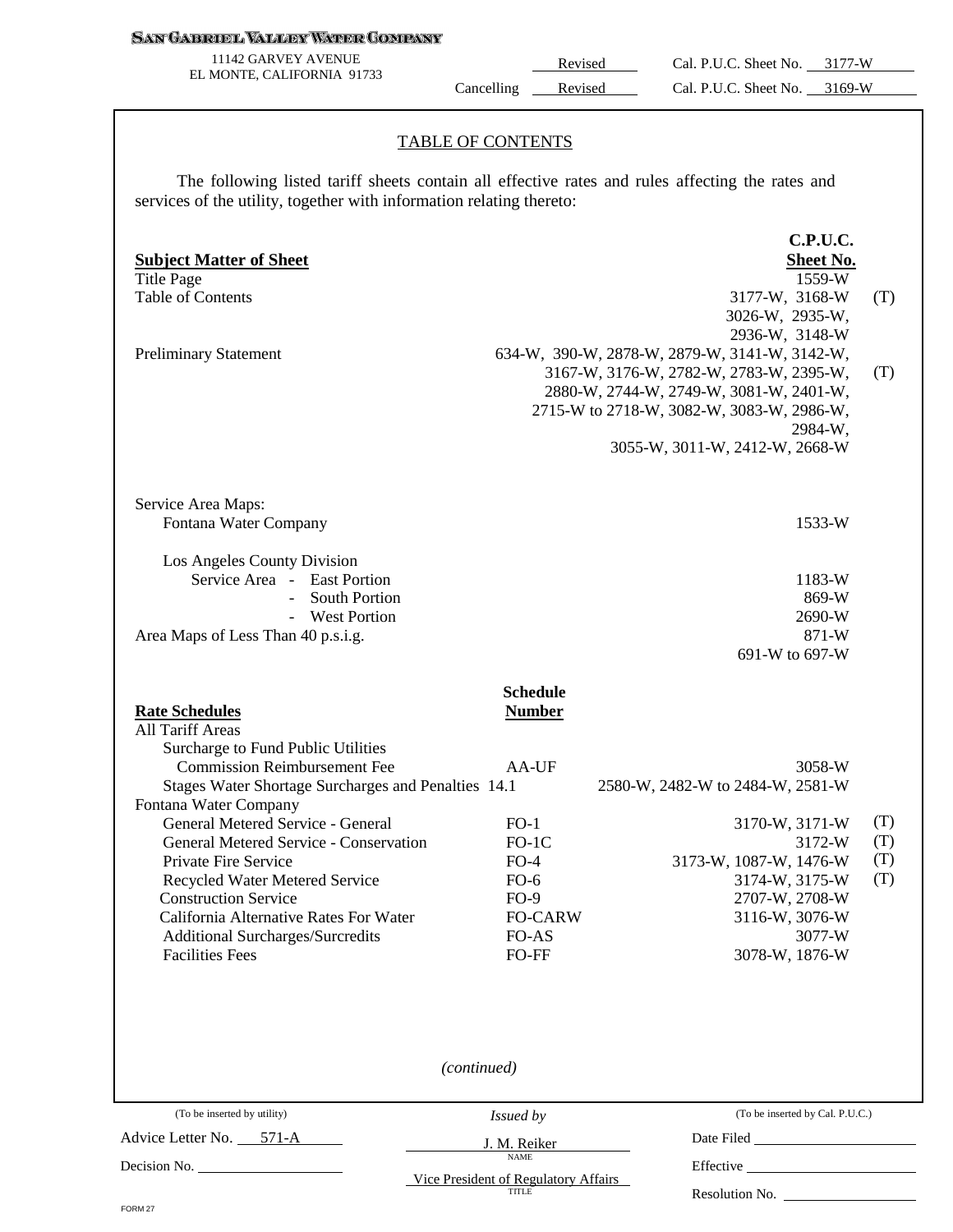**SAN GABRIEL VALLEY WATER COMPANY**

11142 GARVEY AVENUE
EL MONTE, CALIFORNIA 91733

| | | |
|---|---|---|
| | Revised | Cal. P.U.C. Sheet No. 3177-W |
| Cancelling | Revised | Cal. P.U.C. Sheet No. 3169-W |

## TABLE OF CONTENTS

The following listed tariff sheets contain all effective rates and rules affecting the rates and services of the utility, together with information relating thereto:

| **Subject Matter of Sheet** | | **C.P.U.C. Sheet No.** | |
|---|---|---|---|
| Title Page | | 1559-W | |
| Table of Contents | | 3177-W, 3168-W 3026-W, 2935-W, 2936-W, 3148-W | (T) |
| Preliminary Statement | | 634-W, 390-W, 2878-W, 2879-W, 3141-W, 3142-W, 3167-W, 3176-W, 2782-W, 2783-W, 2395-W, 2880-W, 2744-W, 2749-W, 3081-W, 2401-W, 2715-W to 2718-W, 3082-W, 3083-W, 2986-W, 2984-W, 3055-W, 3011-W, 2412-W, 2668-W | (T) |
| Service Area Maps: | | | |
| Fontana Water Company | | 1533-W | |
| Los Angeles County Division | | | |
| Service Area - East Portion | | 1183-W | |
| - South Portion | | 869-W | |
| - West Portion | | 2690-W | |
| Area Maps of Less Than 40 p.s.i.g. | | 871-W 691-W to 697-W | |
| **Rate Schedules** | **Schedule Number** | | |
| All Tariff Areas | | | |
| Surcharge to Fund Public Utilities Commission Reimbursement Fee | AA-UF | 3058-W | |
| Stages Water Shortage Surcharges and Penalties | 14.1 | 2580-W, 2482-W to 2484-W, 2581-W | |
| Fontana Water Company | | | |
| General Metered Service - General | FO-1 | 3170-W, 3171-W | (T) |
| General Metered Service - Conservation | FO-1C | 3172-W | (T) |
| Private Fire Service | FO-4 | 3173-W, 1087-W, 1476-W | (T) |
| Recycled Water Metered Service | FO-6 | 3174-W, 3175-W | (T) |
| Construction Service | FO-9 | 2707-W, 2708-W | |
| California Alternative Rates For Water | FO-CARW | 3116-W, 3076-W | |
| Additional Surcharges/Surcredits | FO-AS | 3077-W | |
| Facilities Fees | FO-FF | 3078-W, 1876-W | |

*(continued)*

| (To be inserted by utility) | *Issued by* | (To be inserted by Cal. P.U.C.) |
|---|---|---|
| Advice Letter No. 571-A | J. M. Reiker (NAME) | Date Filed |
| Decision No. | Vice President of Regulatory Affairs (TITLE) | Effective |
| | | Resolution No. |

FORM 27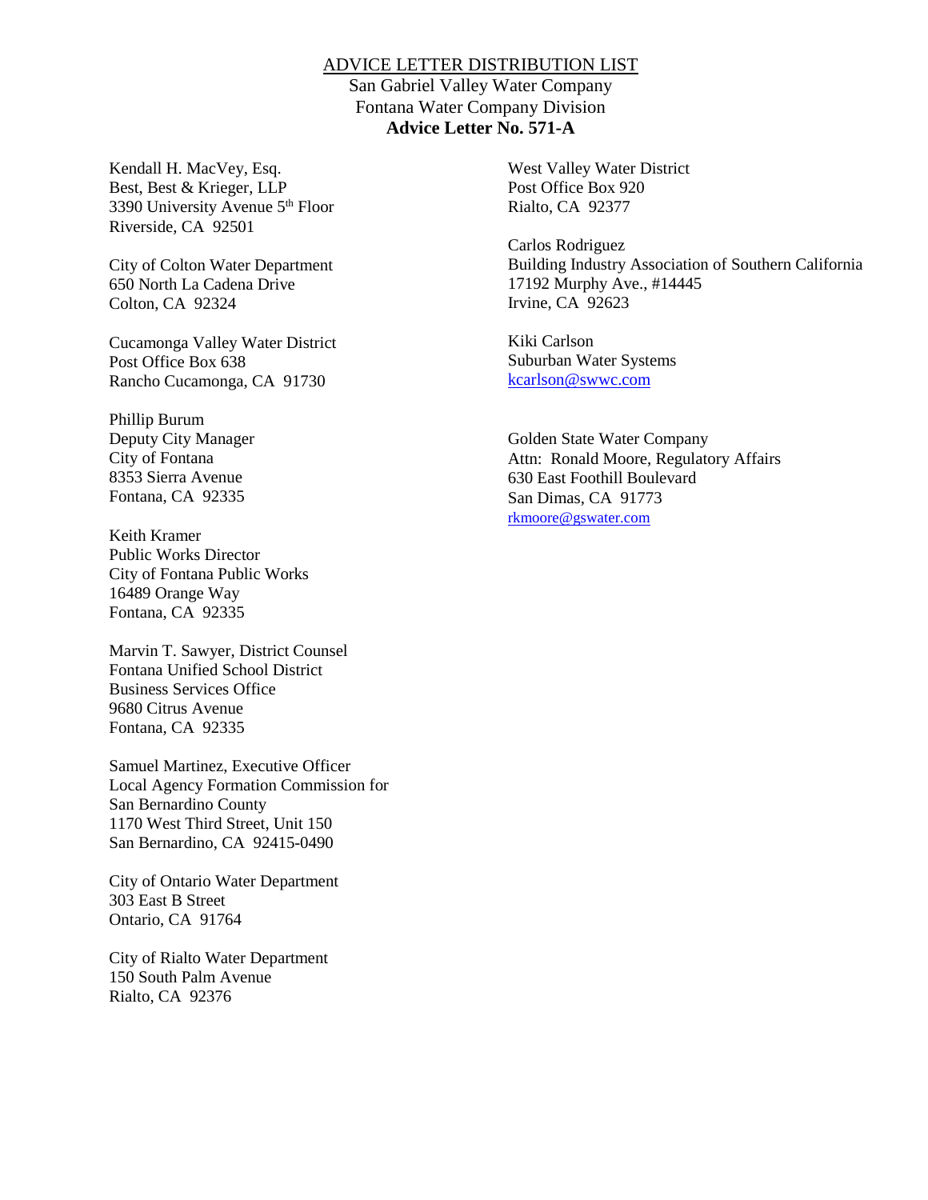ADVICE LETTER DISTRIBUTION LIST

San Gabriel Valley Water Company

Fontana Water Company Division

**Advice Letter No. 571-A**

Kendall H. MacVey, Esq.
Best, Best & Krieger, LLP
3390 University Avenue 5th Floor
Riverside, CA 92501

City of Colton Water Department
650 North La Cadena Drive
Colton, CA 92324

Cucamonga Valley Water District
Post Office Box 638
Rancho Cucamonga, CA 91730

Phillip Burum
Deputy City Manager
City of Fontana
8353 Sierra Avenue
Fontana, CA 92335

Keith Kramer
Public Works Director
City of Fontana Public Works
16489 Orange Way
Fontana, CA 92335

Marvin T. Sawyer, District Counsel
Fontana Unified School District
Business Services Office
9680 Citrus Avenue
Fontana, CA 92335

Samuel Martinez, Executive Officer
Local Agency Formation Commission for
San Bernardino County
1170 West Third Street, Unit 150
San Bernardino, CA 92415-0490

City of Ontario Water Department
303 East B Street
Ontario, CA 91764

City of Rialto Water Department
150 South Palm Avenue
Rialto, CA 92376

West Valley Water District
Post Office Box 920
Rialto, CA 92377

Carlos Rodriguez
Building Industry Association of Southern California
17192 Murphy Ave., #14445
Irvine, CA 92623

Kiki Carlson
Suburban Water Systems
kcarlson@swwc.com

Golden State Water Company
Attn: Ronald Moore, Regulatory Affairs
630 East Foothill Boulevard
San Dimas, CA 91773
rkmoore@gswater.com